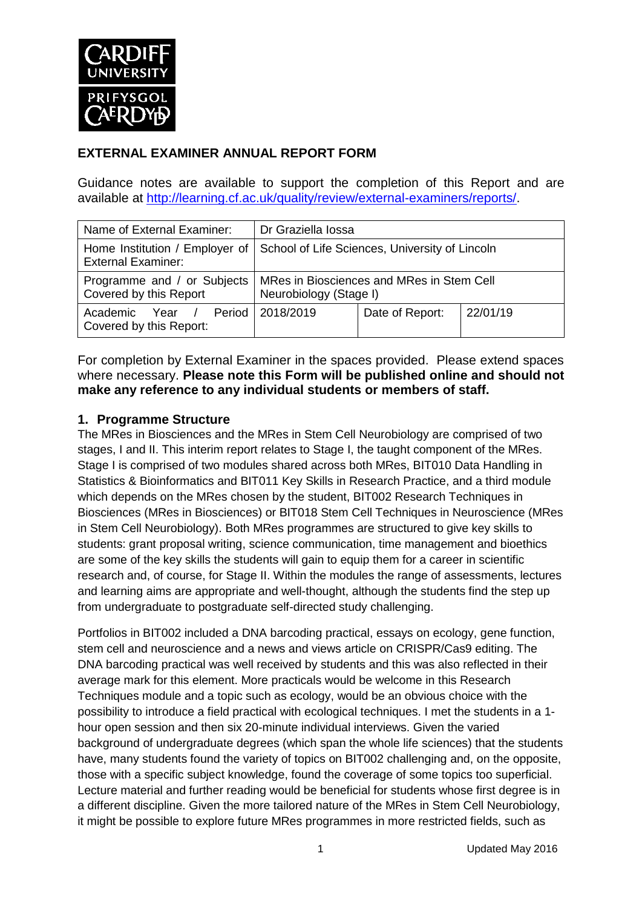## EXTERNAL EXAMINER ANNUAL REPORT FORM

Guidance notes are available to support the completion of this Report and are available at http://learning.cf.ac.uk/quality/review/external-examiners/reports/.

| Name of External Examiner: | Dr Graziella Iossa | | |
|---|---|---|---|
| Home Institution / Employer of External Examiner: | School of Life Sciences, University of Lincoln | | |
| Programme and / or Subjects Covered by this Report | MRes in Biosciences and MRes in Stem Cell Neurobiology (Stage I) | | |
| Academic Year / Period Covered by this Report: | 2018/2019 | Date of Report: | 22/01/19 |

For completion by External Examiner in the spaces provided. Please extend spaces where necessary. **Please note this Form will be published online and should not make any reference to any individual students or members of staff.**

### 1. Programme Structure

The MRes in Biosciences and the MRes in Stem Cell Neurobiology are comprised of two stages, I and II. This interim report relates to Stage I, the taught component of the MRes. Stage I is comprised of two modules shared across both MRes, BIT010 Data Handling in Statistics & Bioinformatics and BIT011 Key Skills in Research Practice, and a third module which depends on the MRes chosen by the student, BIT002 Research Techniques in Biosciences (MRes in Biosciences) or BIT018 Stem Cell Techniques in Neuroscience (MRes in Stem Cell Neurobiology). Both MRes programmes are structured to give key skills to students: grant proposal writing, science communication, time management and bioethics are some of the key skills the students will gain to equip them for a career in scientific research and, of course, for Stage II. Within the modules the range of assessments, lectures and learning aims are appropriate and well-thought, although the students find the step up from undergraduate to postgraduate self-directed study challenging.

Portfolios in BIT002 included a DNA barcoding practical, essays on ecology, gene function, stem cell and neuroscience and a news and views article on CRISPR/Cas9 editing. The DNA barcoding practical was well received by students and this was also reflected in their average mark for this element. More practicals would be welcome in this Research Techniques module and a topic such as ecology, would be an obvious choice with the possibility to introduce a field practical with ecological techniques. I met the students in a 1-hour open session and then six 20-minute individual interviews. Given the varied background of undergraduate degrees (which span the whole life sciences) that the students have, many students found the variety of topics on BIT002 challenging and, on the opposite, those with a specific subject knowledge, found the coverage of some topics too superficial. Lecture material and further reading would be beneficial for students whose first degree is in a different discipline. Given the more tailored nature of the MRes in Stem Cell Neurobiology, it might be possible to explore future MRes programmes in more restricted fields, such as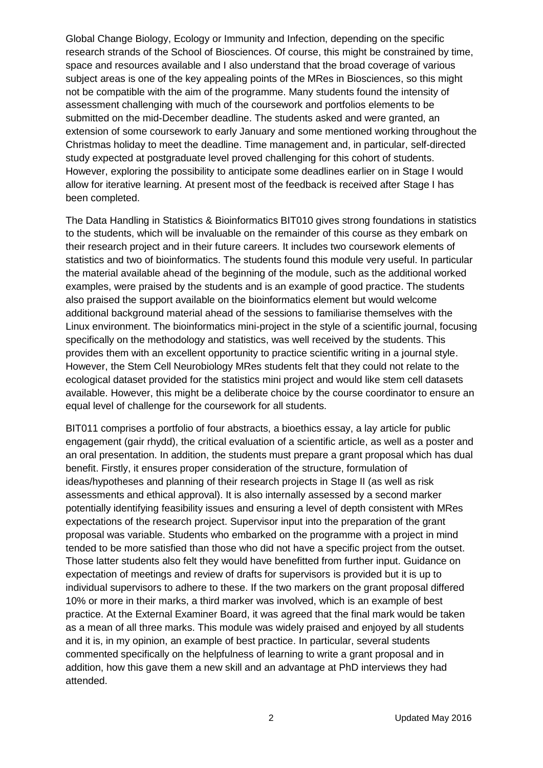Global Change Biology, Ecology or Immunity and Infection, depending on the specific research strands of the School of Biosciences. Of course, this might be constrained by time, space and resources available and I also understand that the broad coverage of various subject areas is one of the key appealing points of the MRes in Biosciences, so this might not be compatible with the aim of the programme. Many students found the intensity of assessment challenging with much of the coursework and portfolios elements to be submitted on the mid-December deadline. The students asked and were granted, an extension of some coursework to early January and some mentioned working throughout the Christmas holiday to meet the deadline. Time management and, in particular, self-directed study expected at postgraduate level proved challenging for this cohort of students. However, exploring the possibility to anticipate some deadlines earlier on in Stage I would allow for iterative learning. At present most of the feedback is received after Stage I has been completed.

The Data Handling in Statistics & Bioinformatics BIT010 gives strong foundations in statistics to the students, which will be invaluable on the remainder of this course as they embark on their research project and in their future careers. It includes two coursework elements of statistics and two of bioinformatics. The students found this module very useful. In particular the material available ahead of the beginning of the module, such as the additional worked examples, were praised by the students and is an example of good practice. The students also praised the support available on the bioinformatics element but would welcome additional background material ahead of the sessions to familiarise themselves with the Linux environment. The bioinformatics mini-project in the style of a scientific journal, focusing specifically on the methodology and statistics, was well received by the students. This provides them with an excellent opportunity to practice scientific writing in a journal style. However, the Stem Cell Neurobiology MRes students felt that they could not relate to the ecological dataset provided for the statistics mini project and would like stem cell datasets available. However, this might be a deliberate choice by the course coordinator to ensure an equal level of challenge for the coursework for all students.

BIT011 comprises a portfolio of four abstracts, a bioethics essay, a lay article for public engagement (gair rhydd), the critical evaluation of a scientific article, as well as a poster and an oral presentation. In addition, the students must prepare a grant proposal which has dual benefit. Firstly, it ensures proper consideration of the structure, formulation of ideas/hypotheses and planning of their research projects in Stage II (as well as risk assessments and ethical approval). It is also internally assessed by a second marker potentially identifying feasibility issues and ensuring a level of depth consistent with MRes expectations of the research project. Supervisor input into the preparation of the grant proposal was variable. Students who embarked on the programme with a project in mind tended to be more satisfied than those who did not have a specific project from the outset. Those latter students also felt they would have benefitted from further input. Guidance on expectation of meetings and review of drafts for supervisors is provided but it is up to individual supervisors to adhere to these. If the two markers on the grant proposal differed 10% or more in their marks, a third marker was involved, which is an example of best practice. At the External Examiner Board, it was agreed that the final mark would be taken as a mean of all three marks. This module was widely praised and enjoyed by all students and it is, in my opinion, an example of best practice. In particular, several students commented specifically on the helpfulness of learning to write a grant proposal and in addition, how this gave them a new skill and an advantage at PhD interviews they had attended.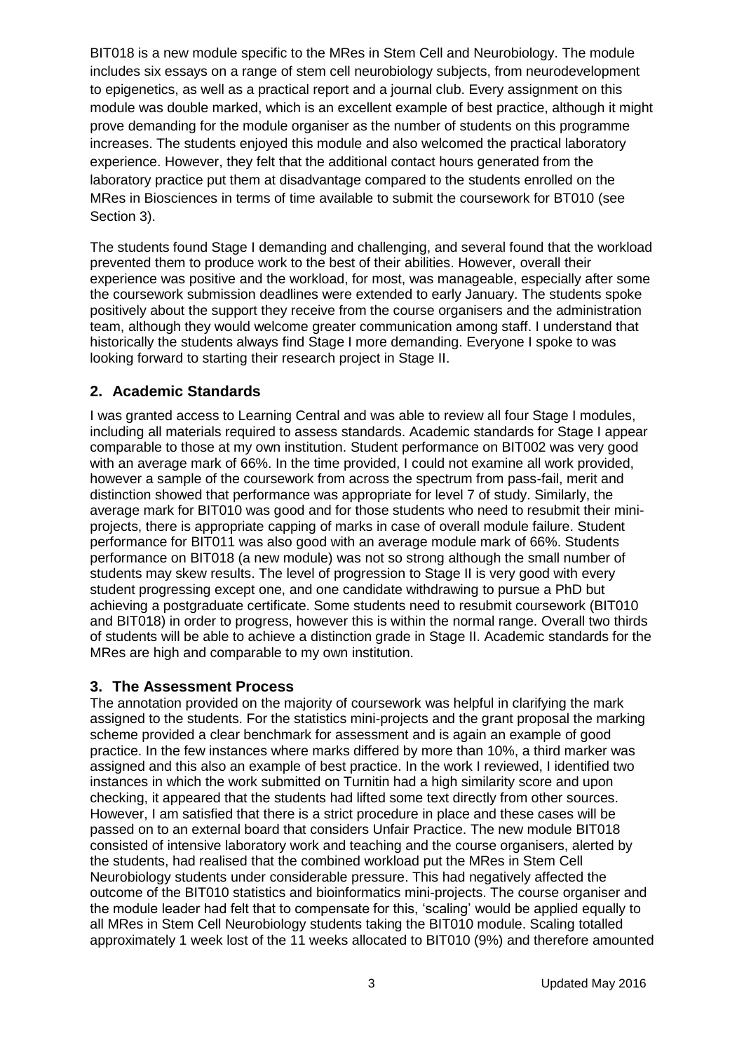BIT018 is a new module specific to the MRes in Stem Cell and Neurobiology. The module includes six essays on a range of stem cell neurobiology subjects, from neurodevelopment to epigenetics, as well as a practical report and a journal club. Every assignment on this module was double marked, which is an excellent example of best practice, although it might prove demanding for the module organiser as the number of students on this programme increases. The students enjoyed this module and also welcomed the practical laboratory experience. However, they felt that the additional contact hours generated from the laboratory practice put them at disadvantage compared to the students enrolled on the MRes in Biosciences in terms of time available to submit the coursework for BT010 (see Section 3).

The students found Stage I demanding and challenging, and several found that the workload prevented them to produce work to the best of their abilities. However, overall their experience was positive and the workload, for most, was manageable, especially after some the coursework submission deadlines were extended to early January. The students spoke positively about the support they receive from the course organisers and the administration team, although they would welcome greater communication among staff. I understand that historically the students always find Stage I more demanding. Everyone I spoke to was looking forward to starting their research project in Stage II.

## 2. Academic Standards

I was granted access to Learning Central and was able to review all four Stage I modules, including all materials required to assess standards. Academic standards for Stage I appear comparable to those at my own institution. Student performance on BIT002 was very good with an average mark of 66%. In the time provided, I could not examine all work provided, however a sample of the coursework from across the spectrum from pass-fail, merit and distinction showed that performance was appropriate for level 7 of study. Similarly, the average mark for BIT010 was good and for those students who need to resubmit their mini-projects, there is appropriate capping of marks in case of overall module failure. Student performance for BIT011 was also good with an average module mark of 66%. Students performance on BIT018 (a new module) was not so strong although the small number of students may skew results. The level of progression to Stage II is very good with every student progressing except one, and one candidate withdrawing to pursue a PhD but achieving a postgraduate certificate. Some students need to resubmit coursework (BIT010 and BIT018) in order to progress, however this is within the normal range. Overall two thirds of students will be able to achieve a distinction grade in Stage II. Academic standards for the MRes are high and comparable to my own institution.

## 3. The Assessment Process

The annotation provided on the majority of coursework was helpful in clarifying the mark assigned to the students. For the statistics mini-projects and the grant proposal the marking scheme provided a clear benchmark for assessment and is again an example of good practice. In the few instances where marks differed by more than 10%, a third marker was assigned and this also an example of best practice. In the work I reviewed, I identified two instances in which the work submitted on Turnitin had a high similarity score and upon checking, it appeared that the students had lifted some text directly from other sources. However, I am satisfied that there is a strict procedure in place and these cases will be passed on to an external board that considers Unfair Practice. The new module BIT018 consisted of intensive laboratory work and teaching and the course organisers, alerted by the students, had realised that the combined workload put the MRes in Stem Cell Neurobiology students under considerable pressure. This had negatively affected the outcome of the BIT010 statistics and bioinformatics mini-projects. The course organiser and the module leader had felt that to compensate for this, 'scaling' would be applied equally to all MRes in Stem Cell Neurobiology students taking the BIT010 module. Scaling totalled approximately 1 week lost of the 11 weeks allocated to BIT010 (9%) and therefore amounted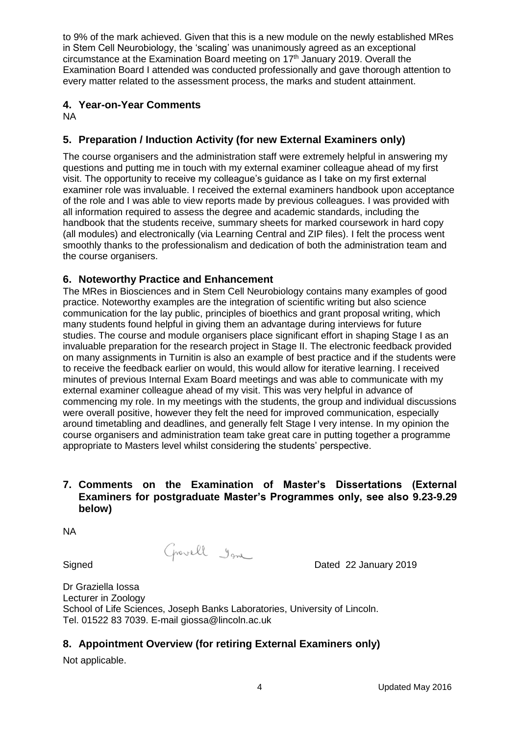to 9% of the mark achieved. Given that this is a new module on the newly established MRes in Stem Cell Neurobiology, the 'scaling' was unanimously agreed as an exceptional circumstance at the Examination Board meeting on 17th January 2019. Overall the Examination Board I attended was conducted professionally and gave thorough attention to every matter related to the assessment process, the marks and student attainment.

## 4. Year-on-Year Comments

NA

## 5. Preparation / Induction Activity (for new External Examiners only)

The course organisers and the administration staff were extremely helpful in answering my questions and putting me in touch with my external examiner colleague ahead of my first visit. The opportunity to receive my colleague's guidance as I take on my first external examiner role was invaluable. I received the external examiners handbook upon acceptance of the role and I was able to view reports made by previous colleagues. I was provided with all information required to assess the degree and academic standards, including the handbook that the students receive, summary sheets for marked coursework in hard copy (all modules) and electronically (via Learning Central and ZIP files). I felt the process went smoothly thanks to the professionalism and dedication of both the administration team and the course organisers.

## 6. Noteworthy Practice and Enhancement

The MRes in Biosciences and in Stem Cell Neurobiology contains many examples of good practice. Noteworthy examples are the integration of scientific writing but also science communication for the lay public, principles of bioethics and grant proposal writing, which many students found helpful in giving them an advantage during interviews for future studies. The course and module organisers place significant effort in shaping Stage I as an invaluable preparation for the research project in Stage II. The electronic feedback provided on many assignments in Turnitin is also an example of best practice and if the students were to receive the feedback earlier on would, this would allow for iterative learning. I received minutes of previous Internal Exam Board meetings and was able to communicate with my external examiner colleague ahead of my visit. This was very helpful in advance of commencing my role. In my meetings with the students, the group and individual discussions were overall positive, however they felt the need for improved communication, especially around timetabling and deadlines, and generally felt Stage I very intense. In my opinion the course organisers and administration team take great care in putting together a programme appropriate to Masters level whilst considering the students' perspective.

## 7. Comments on the Examination of Master's Dissertations (External Examiners for postgraduate Master's Programmes only, see also 9.23-9.29 below)

NA

Signed Graziella Iossa    Dated 22 January 2019

Dr Graziella Iossa
Lecturer in Zoology
School of Life Sciences, Joseph Banks Laboratories, University of Lincoln.
Tel. 01522 83 7039. E-mail giossa@lincoln.ac.uk

## 8. Appointment Overview (for retiring External Examiners only)

Not applicable.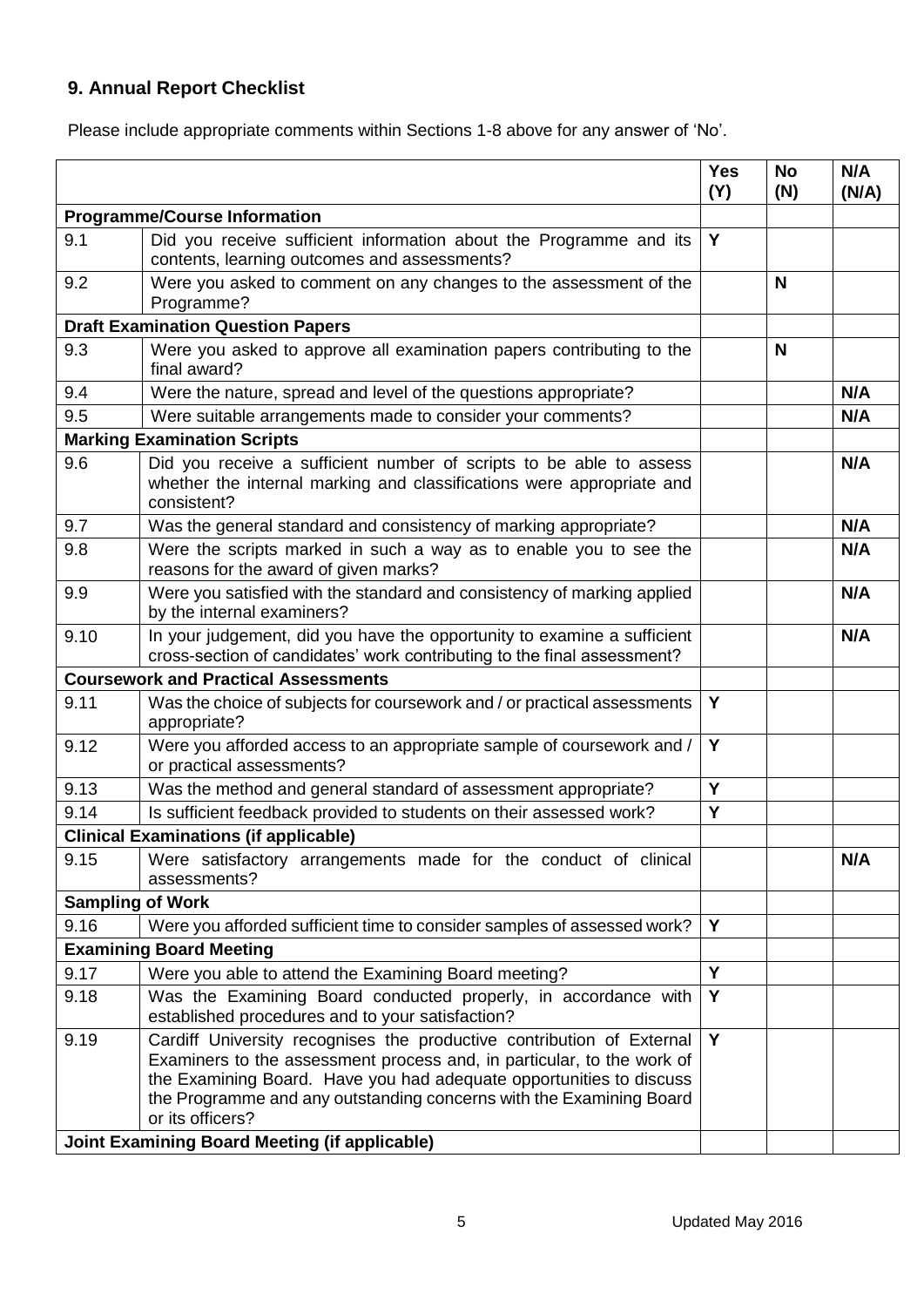## 9. Annual Report Checklist

Please include appropriate comments within Sections 1-8 above for any answer of 'No'.

| | | Yes (Y) | No (N) | N/A (N/A) |
|---|---|---|---|---|
| **Programme/Course Information** | | | | |
| 9.1 | Did you receive sufficient information about the Programme and its contents, learning outcomes and assessments? | **Y** | | |
| 9.2 | Were you asked to comment on any changes to the assessment of the Programme? | | **N** | |
| **Draft Examination Question Papers** | | | | |
| 9.3 | Were you asked to approve all examination papers contributing to the final award? | | **N** | |
| 9.4 | Were the nature, spread and level of the questions appropriate? | | | **N/A** |
| 9.5 | Were suitable arrangements made to consider your comments? | | | **N/A** |
| **Marking Examination Scripts** | | | | |
| 9.6 | Did you receive a sufficient number of scripts to be able to assess whether the internal marking and classifications were appropriate and consistent? | | | **N/A** |
| 9.7 | Was the general standard and consistency of marking appropriate? | | | **N/A** |
| 9.8 | Were the scripts marked in such a way as to enable you to see the reasons for the award of given marks? | | | **N/A** |
| 9.9 | Were you satisfied with the standard and consistency of marking applied by the internal examiners? | | | **N/A** |
| 9.10 | In your judgement, did you have the opportunity to examine a sufficient cross-section of candidates' work contributing to the final assessment? | | | **N/A** |
| **Coursework and Practical Assessments** | | | | |
| 9.11 | Was the choice of subjects for coursework and / or practical assessments appropriate? | **Y** | | |
| 9.12 | Were you afforded access to an appropriate sample of coursework and / or practical assessments? | **Y** | | |
| 9.13 | Was the method and general standard of assessment appropriate? | **Y** | | |
| 9.14 | Is sufficient feedback provided to students on their assessed work? | **Y** | | |
| **Clinical Examinations (if applicable)** | | | | |
| 9.15 | Were satisfactory arrangements made for the conduct of clinical assessments? | | | **N/A** |
| **Sampling of Work** | | | | |
| 9.16 | Were you afforded sufficient time to consider samples of assessed work? | **Y** | | |
| **Examining Board Meeting** | | | | |
| 9.17 | Were you able to attend the Examining Board meeting? | **Y** | | |
| 9.18 | Was the Examining Board conducted properly, in accordance with established procedures and to your satisfaction? | **Y** | | |
| 9.19 | Cardiff University recognises the productive contribution of External Examiners to the assessment process and, in particular, to the work of the Examining Board. Have you had adequate opportunities to discuss the Programme and any outstanding concerns with the Examining Board or its officers? | **Y** | | |
| **Joint Examining Board Meeting (if applicable)** | | | | |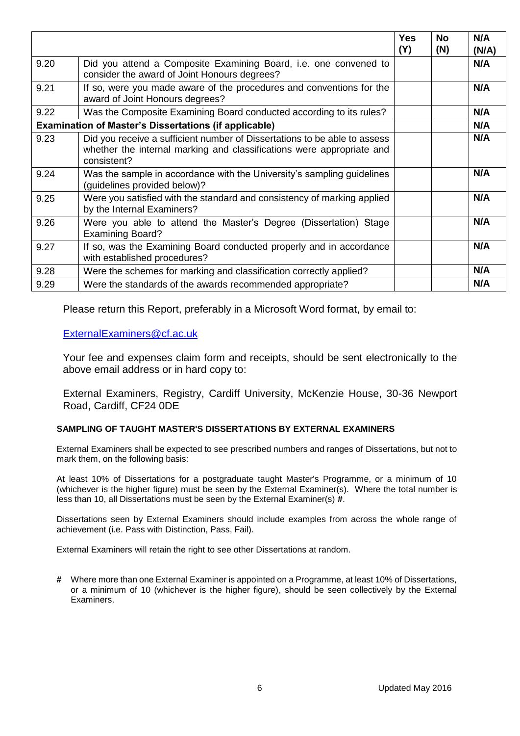| | | Yes (Y) | No (N) | N/A (N/A) |
|---|---|---|---|---|
| 9.20 | Did you attend a Composite Examining Board, i.e. one convened to consider the award of Joint Honours degrees? | | | N/A |
| 9.21 | If so, were you made aware of the procedures and conventions for the award of Joint Honours degrees? | | | N/A |
| 9.22 | Was the Composite Examining Board conducted according to its rules? | | | N/A |
| **Examination of Master's Dissertations (if applicable)** | | | | N/A |
| 9.23 | Did you receive a sufficient number of Dissertations to be able to assess whether the internal marking and classifications were appropriate and consistent? | | | N/A |
| 9.24 | Was the sample in accordance with the University's sampling guidelines (guidelines provided below)? | | | N/A |
| 9.25 | Were you satisfied with the standard and consistency of marking applied by the Internal Examiners? | | | N/A |
| 9.26 | Were you able to attend the Master's Degree (Dissertation) Stage Examining Board? | | | N/A |
| 9.27 | If so, was the Examining Board conducted properly and in accordance with established procedures? | | | N/A |
| 9.28 | Were the schemes for marking and classification correctly applied? | | | N/A |
| 9.29 | Were the standards of the awards recommended appropriate? | | | N/A |

Please return this Report, preferably in a Microsoft Word format, by email to:

ExternalExaminers@cf.ac.uk

Your fee and expenses claim form and receipts, should be sent electronically to the above email address or in hard copy to:

External Examiners, Registry, Cardiff University, McKenzie House, 30-36 Newport Road, Cardiff, CF24 0DE

**SAMPLING OF TAUGHT MASTER'S DISSERTATIONS BY EXTERNAL EXAMINERS**

External Examiners shall be expected to see prescribed numbers and ranges of Dissertations, but not to mark them, on the following basis:

At least 10% of Dissertations for a postgraduate taught Master's Programme, or a minimum of 10 (whichever is the higher figure) must be seen by the External Examiner(s). Where the total number is less than 10, all Dissertations must be seen by the External Examiner(s) **#**.

Dissertations seen by External Examiners should include examples from across the whole range of achievement (i.e. Pass with Distinction, Pass, Fail).

External Examiners will retain the right to see other Dissertations at random.

**#** Where more than one External Examiner is appointed on a Programme, at least 10% of Dissertations, or a minimum of 10 (whichever is the higher figure), should be seen collectively by the External Examiners.

Updated May 2016